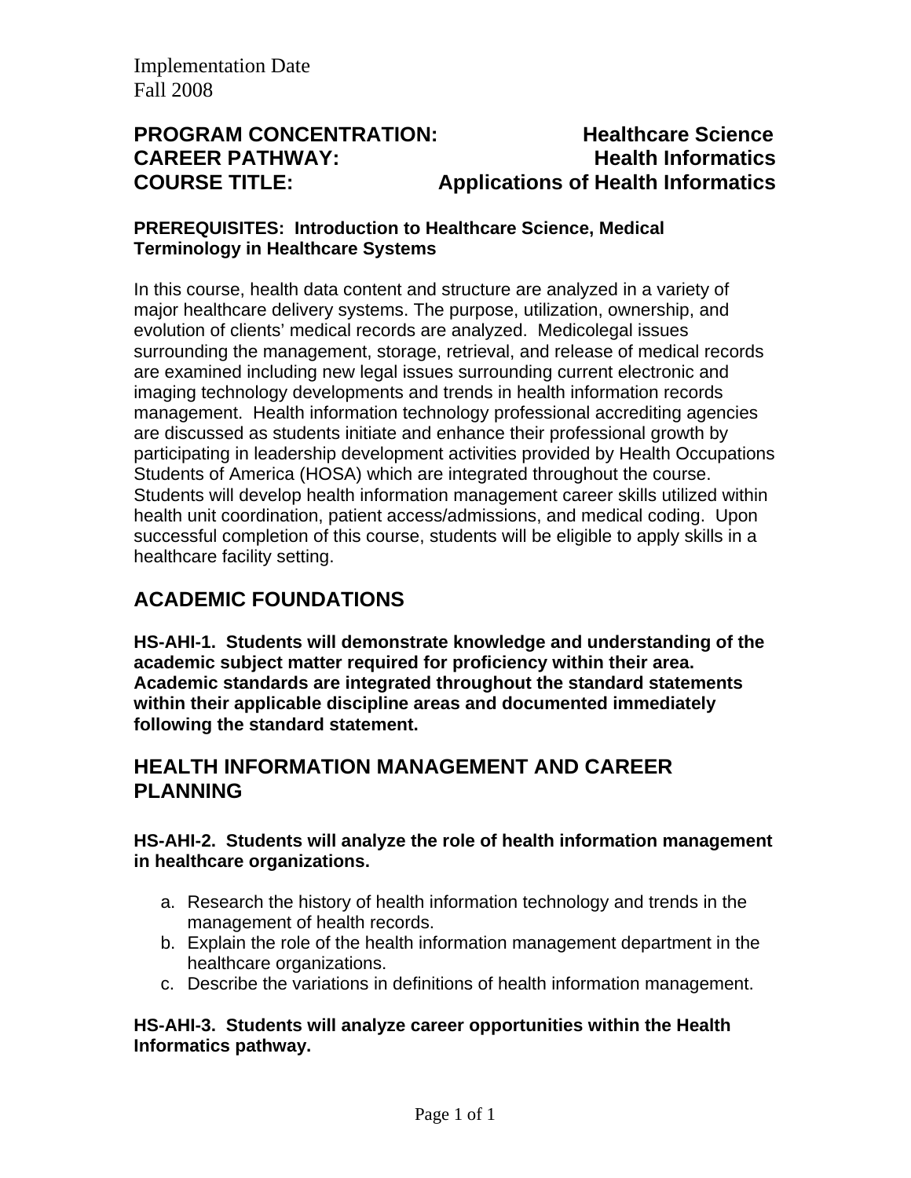Implementation Date
Fall 2008

**PROGRAM CONCENTRATION: Healthcare Science**
**CAREER PATHWAY: Health Informatics**
**COURSE TITLE: Applications of Health Informatics**

**PREREQUISITES: Introduction to Healthcare Science, Medical Terminology in Healthcare Systems**

In this course, health data content and structure are analyzed in a variety of major healthcare delivery systems. The purpose, utilization, ownership, and evolution of clients' medical records are analyzed. Medicolegal issues surrounding the management, storage, retrieval, and release of medical records are examined including new legal issues surrounding current electronic and imaging technology developments and trends in health information records management. Health information technology professional accrediting agencies are discussed as students initiate and enhance their professional growth by participating in leadership development activities provided by Health Occupations Students of America (HOSA) which are integrated throughout the course. Students will develop health information management career skills utilized within health unit coordination, patient access/admissions, and medical coding. Upon successful completion of this course, students will be eligible to apply skills in a healthcare facility setting.

## ACADEMIC FOUNDATIONS

**HS-AHI-1. Students will demonstrate knowledge and understanding of the academic subject matter required for proficiency within their area. Academic standards are integrated throughout the standard statements within their applicable discipline areas and documented immediately following the standard statement.**

## HEALTH INFORMATION MANAGEMENT AND CAREER PLANNING

**HS-AHI-2. Students will analyze the role of health information management in healthcare organizations.**

a. Research the history of health information technology and trends in the management of health records.
b. Explain the role of the health information management department in the healthcare organizations.
c. Describe the variations in definitions of health information management.

**HS-AHI-3. Students will analyze career opportunities within the Health Informatics pathway.**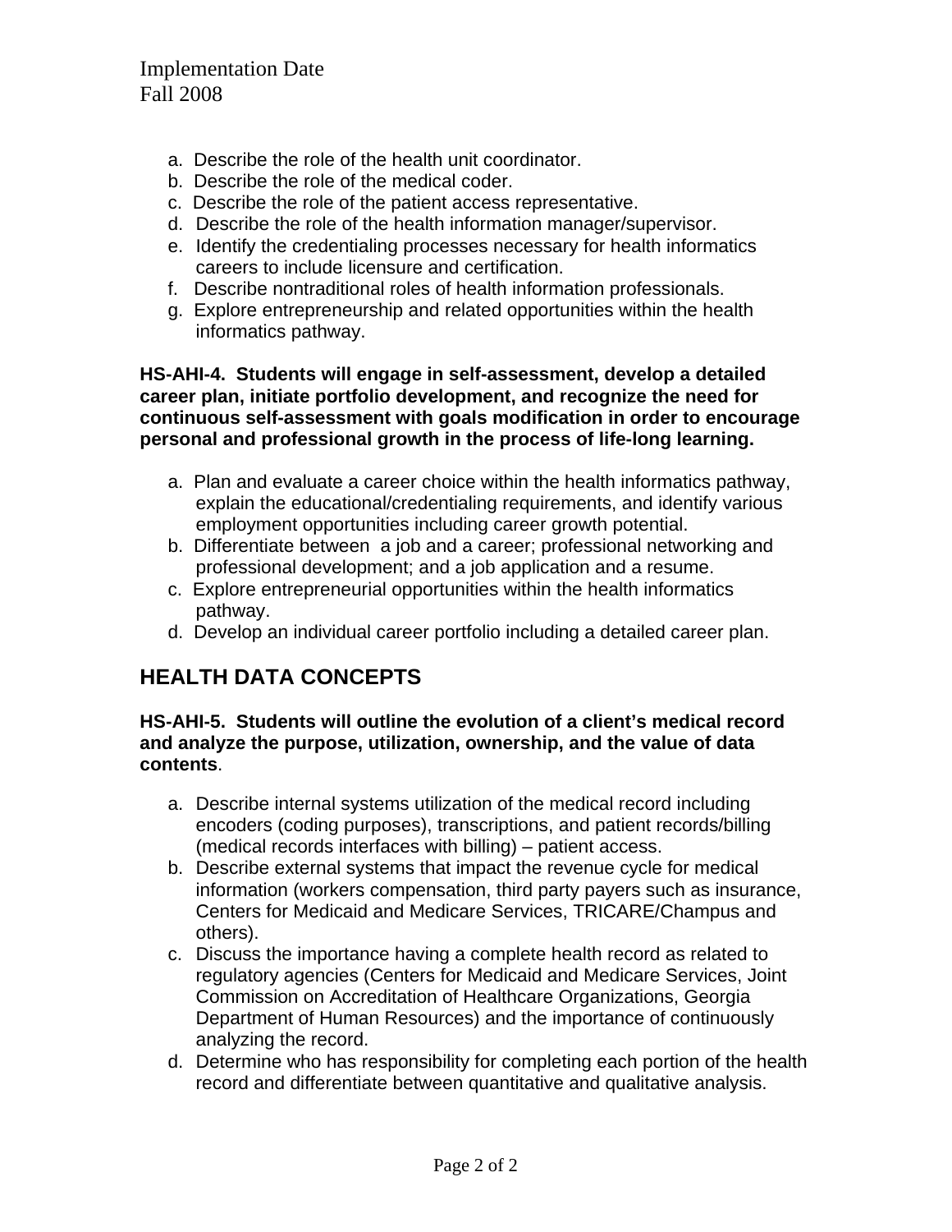a. Describe the role of the health unit coordinator.
b. Describe the role of the medical coder.
c. Describe the role of the patient access representative.
d. Describe the role of the health information manager/supervisor.
e. Identify the credentialing processes necessary for health informatics careers to include licensure and certification.
f. Describe nontraditional roles of health information professionals.
g. Explore entrepreneurship and related opportunities within the health informatics pathway.

**HS-AHI-4. Students will engage in self-assessment, develop a detailed career plan, initiate portfolio development, and recognize the need for continuous self-assessment with goals modification in order to encourage personal and professional growth in the process of life-long learning.**

a. Plan and evaluate a career choice within the health informatics pathway, explain the educational/credentialing requirements, and identify various employment opportunities including career growth potential.
b. Differentiate between a job and a career; professional networking and professional development; and a job application and a resume.
c. Explore entrepreneurial opportunities within the health informatics pathway.
d. Develop an individual career portfolio including a detailed career plan.

## HEALTH DATA CONCEPTS

**HS-AHI-5. Students will outline the evolution of a client's medical record and analyze the purpose, utilization, ownership, and the value of data contents**.

a. Describe internal systems utilization of the medical record including encoders (coding purposes), transcriptions, and patient records/billing (medical records interfaces with billing) – patient access.
b. Describe external systems that impact the revenue cycle for medical information (workers compensation, third party payers such as insurance, Centers for Medicaid and Medicare Services, TRICARE/Champus and others).
c. Discuss the importance having a complete health record as related to regulatory agencies (Centers for Medicaid and Medicare Services, Joint Commission on Accreditation of Healthcare Organizations, Georgia Department of Human Resources) and the importance of continuously analyzing the record.
d. Determine who has responsibility for completing each portion of the health record and differentiate between quantitative and qualitative analysis.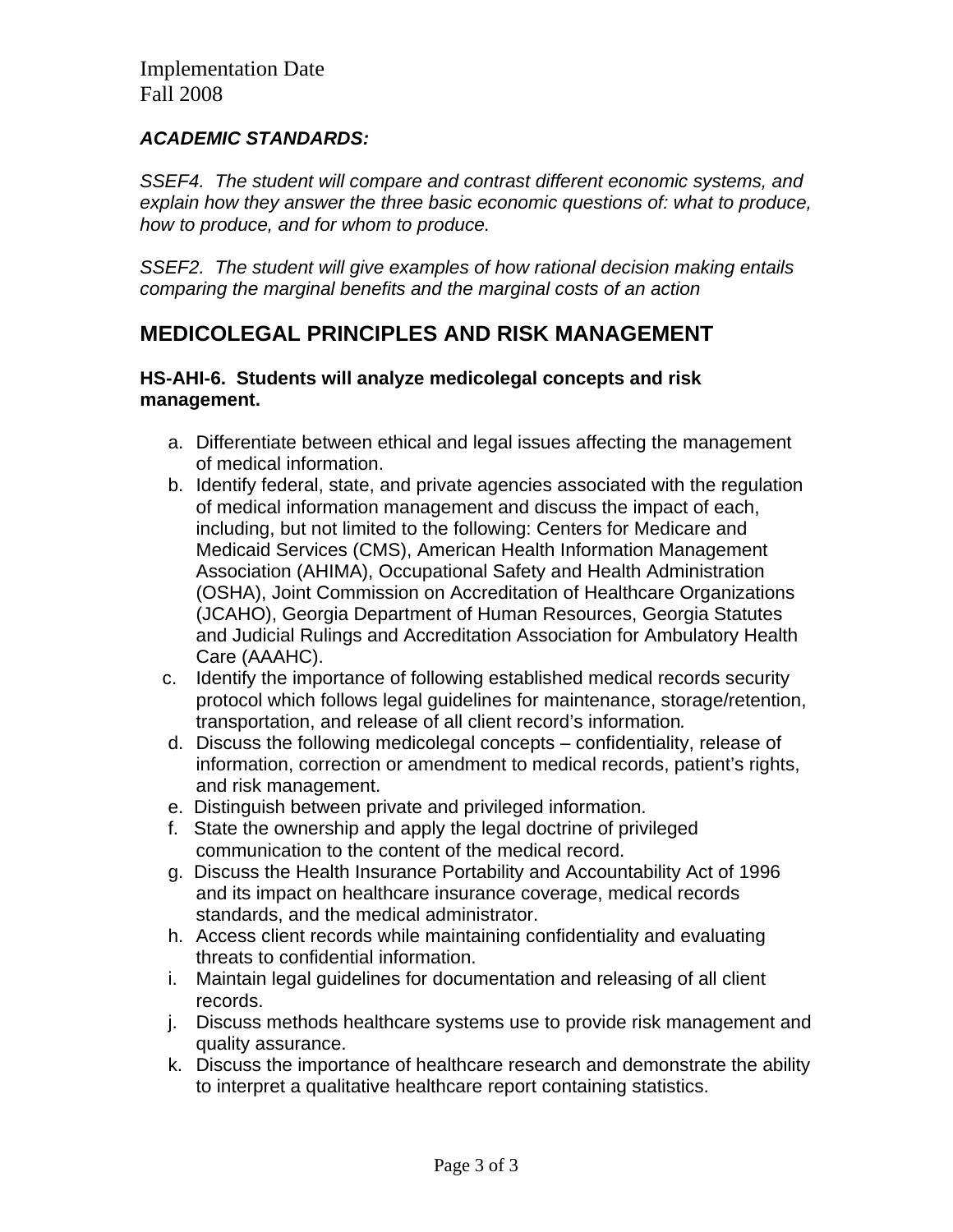Implementation Date
Fall 2008

***ACADEMIC STANDARDS:***

*SSEF4. The student will compare and contrast different economic systems, and explain how they answer the three basic economic questions of: what to produce, how to produce, and for whom to produce.*

*SSEF2. The student will give examples of how rational decision making entails comparing the marginal benefits and the marginal costs of an action*

## MEDICOLEGAL PRINCIPLES AND RISK MANAGEMENT

**HS-AHI-6. Students will analyze medicolegal concepts and risk management.**

a. Differentiate between ethical and legal issues affecting the management of medical information.
b. Identify federal, state, and private agencies associated with the regulation of medical information management and discuss the impact of each, including, but not limited to the following: Centers for Medicare and Medicaid Services (CMS), American Health Information Management Association (AHIMA), Occupational Safety and Health Administration (OSHA), Joint Commission on Accreditation of Healthcare Organizations (JCAHO), Georgia Department of Human Resources, Georgia Statutes and Judicial Rulings and Accreditation Association for Ambulatory Health Care (AAAHC).
c. Identify the importance of following established medical records security protocol which follows legal guidelines for maintenance, storage/retention, transportation, and release of all client record's information*.*
d. Discuss the following medicolegal concepts – confidentiality, release of information, correction or amendment to medical records, patient's rights, and risk management.
e. Distinguish between private and privileged information.
f. State the ownership and apply the legal doctrine of privileged communication to the content of the medical record.
g. Discuss the Health Insurance Portability and Accountability Act of 1996 and its impact on healthcare insurance coverage, medical records standards, and the medical administrator.
h. Access client records while maintaining confidentiality and evaluating threats to confidential information.
i. Maintain legal guidelines for documentation and releasing of all client records.
j. Discuss methods healthcare systems use to provide risk management and quality assurance.
k. Discuss the importance of healthcare research and demonstrate the ability to interpret a qualitative healthcare report containing statistics.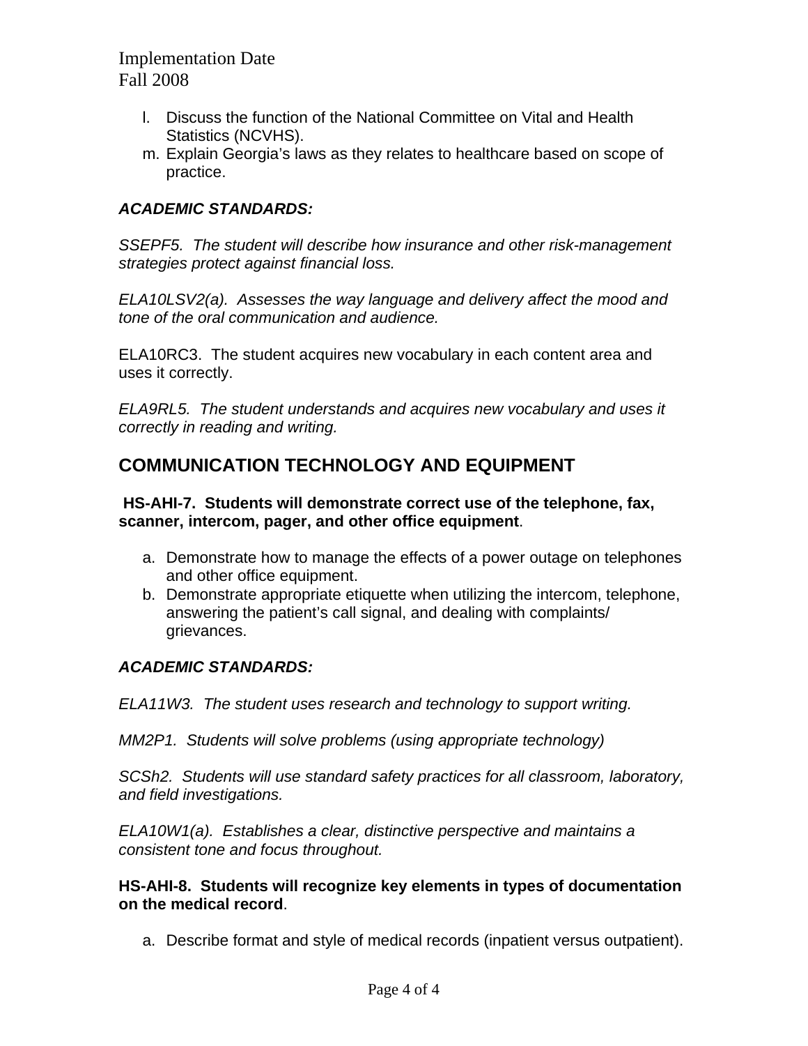l. Discuss the function of the National Committee on Vital and Health Statistics (NCVHS).
m. Explain Georgia's laws as they relates to healthcare based on scope of practice.

***ACADEMIC STANDARDS:***

*SSEPF5. The student will describe how insurance and other risk-management strategies protect against financial loss.*

*ELA10LSV2(a). Assesses the way language and delivery affect the mood and tone of the oral communication and audience.*

ELA10RC3. The student acquires new vocabulary in each content area and uses it correctly.

*ELA9RL5. The student understands and acquires new vocabulary and uses it correctly in reading and writing.*

## COMMUNICATION TECHNOLOGY AND EQUIPMENT

**HS-AHI-7. Students will demonstrate correct use of the telephone, fax, scanner, intercom, pager, and other office equipment**.

a. Demonstrate how to manage the effects of a power outage on telephones and other office equipment.
b. Demonstrate appropriate etiquette when utilizing the intercom, telephone, answering the patient's call signal, and dealing with complaints/ grievances.

***ACADEMIC STANDARDS:***

*ELA11W3. The student uses research and technology to support writing.*

*MM2P1. Students will solve problems (using appropriate technology)*

*SCSh2. Students will use standard safety practices for all classroom, laboratory, and field investigations.*

*ELA10W1(a). Establishes a clear, distinctive perspective and maintains a consistent tone and focus throughout.*

**HS-AHI-8. Students will recognize key elements in types of documentation on the medical record**.

a. Describe format and style of medical records (inpatient versus outpatient).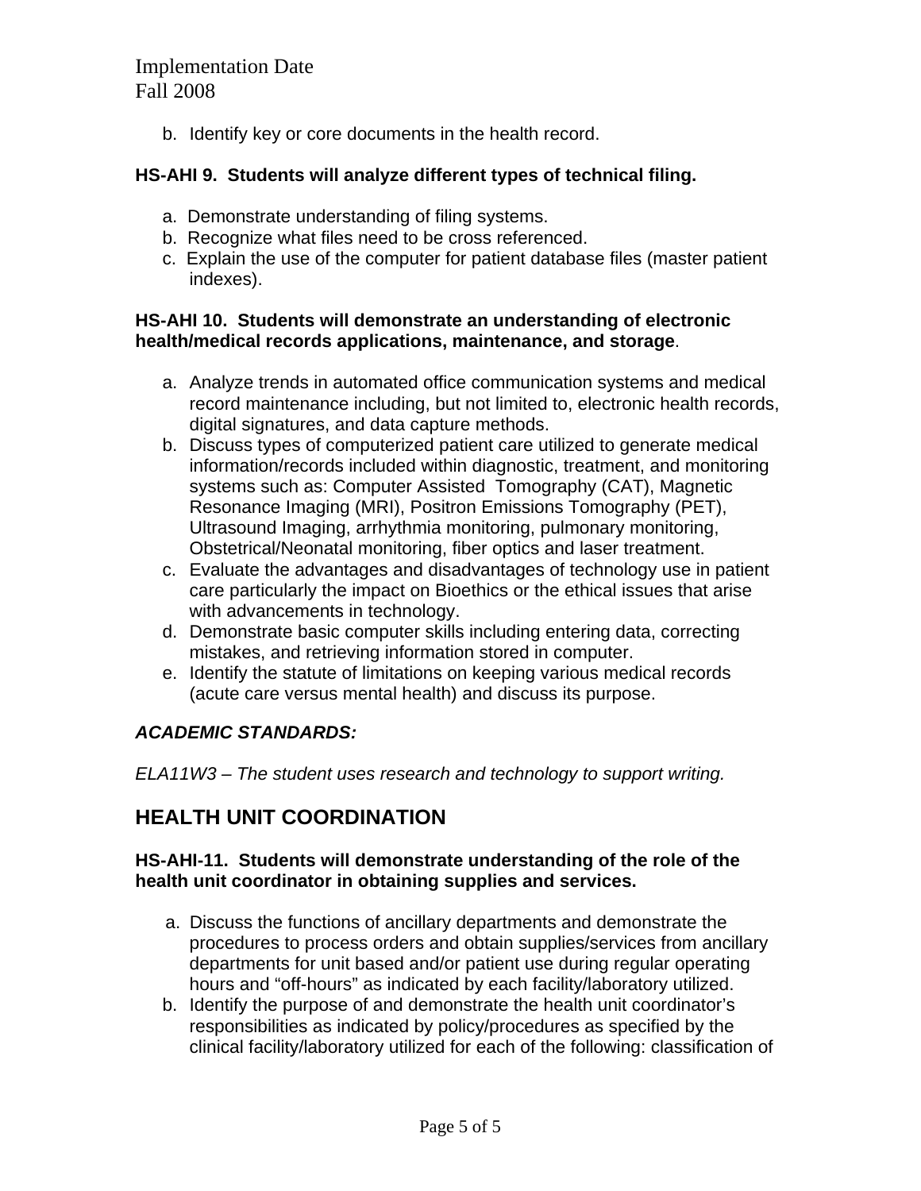b. Identify key or core documents in the health record.

**HS-AHI 9. Students will analyze different types of technical filing.**

a. Demonstrate understanding of filing systems.
b. Recognize what files need to be cross referenced.
c. Explain the use of the computer for patient database files (master patient indexes).

**HS-AHI 10. Students will demonstrate an understanding of electronic health/medical records applications, maintenance, and storage**.

a. Analyze trends in automated office communication systems and medical record maintenance including, but not limited to, electronic health records, digital signatures, and data capture methods.
b. Discuss types of computerized patient care utilized to generate medical information/records included within diagnostic, treatment, and monitoring systems such as: Computer Assisted Tomography (CAT), Magnetic Resonance Imaging (MRI), Positron Emissions Tomography (PET), Ultrasound Imaging, arrhythmia monitoring, pulmonary monitoring, Obstetrical/Neonatal monitoring, fiber optics and laser treatment.
c. Evaluate the advantages and disadvantages of technology use in patient care particularly the impact on Bioethics or the ethical issues that arise with advancements in technology.
d. Demonstrate basic computer skills including entering data, correcting mistakes, and retrieving information stored in computer.
e. Identify the statute of limitations on keeping various medical records (acute care versus mental health) and discuss its purpose.

***ACADEMIC STANDARDS:***

*ELA11W3 – The student uses research and technology to support writing.*

## HEALTH UNIT COORDINATION

**HS-AHI-11. Students will demonstrate understanding of the role of the health unit coordinator in obtaining supplies and services.**

a. Discuss the functions of ancillary departments and demonstrate the procedures to process orders and obtain supplies/services from ancillary departments for unit based and/or patient use during regular operating hours and "off-hours" as indicated by each facility/laboratory utilized.
b. Identify the purpose of and demonstrate the health unit coordinator's responsibilities as indicated by policy/procedures as specified by the clinical facility/laboratory utilized for each of the following: classification of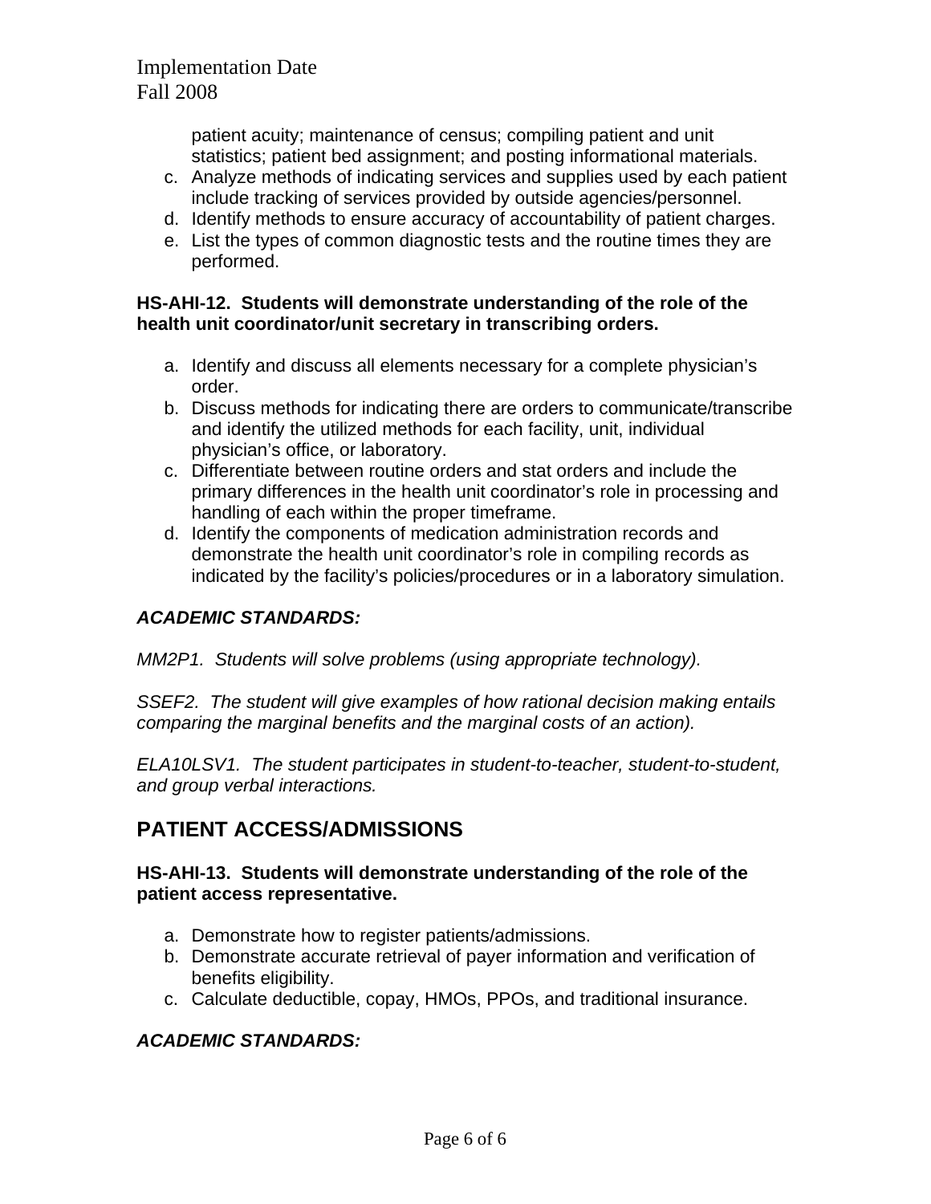patient acuity; maintenance of census; compiling patient and unit statistics; patient bed assignment; and posting informational materials.

c. Analyze methods of indicating services and supplies used by each patient include tracking of services provided by outside agencies/personnel.
d. Identify methods to ensure accuracy of accountability of patient charges.
e. List the types of common diagnostic tests and the routine times they are performed.

**HS-AHI-12. Students will demonstrate understanding of the role of the health unit coordinator/unit secretary in transcribing orders.**

a. Identify and discuss all elements necessary for a complete physician's order.
b. Discuss methods for indicating there are orders to communicate/transcribe and identify the utilized methods for each facility, unit, individual physician's office, or laboratory.
c. Differentiate between routine orders and stat orders and include the primary differences in the health unit coordinator's role in processing and handling of each within the proper timeframe.
d. Identify the components of medication administration records and demonstrate the health unit coordinator's role in compiling records as indicated by the facility's policies/procedures or in a laboratory simulation.

***ACADEMIC STANDARDS:***

*MM2P1. Students will solve problems (using appropriate technology).*

*SSEF2. The student will give examples of how rational decision making entails comparing the marginal benefits and the marginal costs of an action).*

*ELA10LSV1. The student participates in student-to-teacher, student-to-student, and group verbal interactions.*

## PATIENT ACCESS/ADMISSIONS

**HS-AHI-13. Students will demonstrate understanding of the role of the patient access representative.**

a. Demonstrate how to register patients/admissions.
b. Demonstrate accurate retrieval of payer information and verification of benefits eligibility.
c. Calculate deductible, copay, HMOs, PPOs, and traditional insurance.

***ACADEMIC STANDARDS:***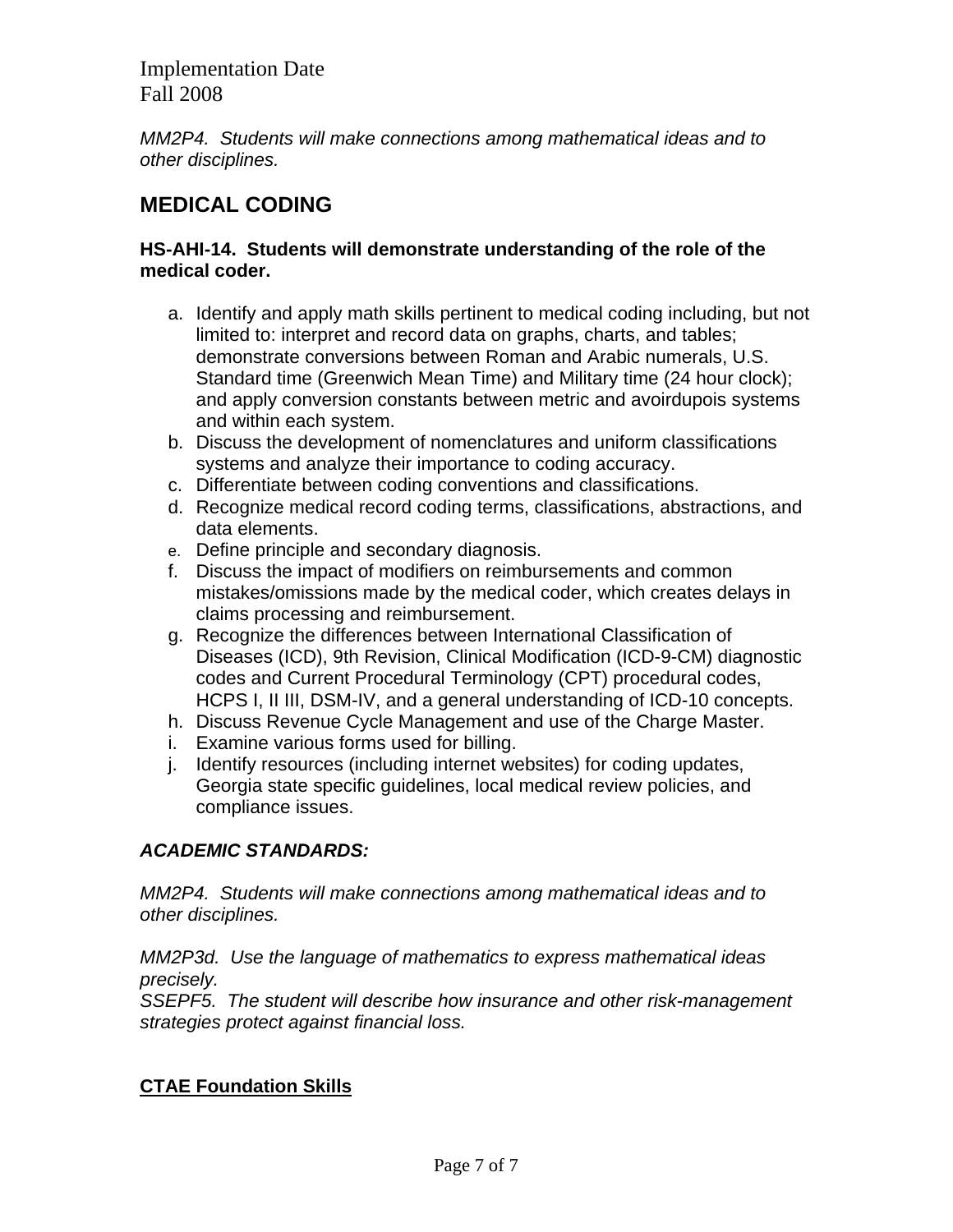Implementation Date
Fall 2008

*MM2P4. Students will make connections among mathematical ideas and to other disciplines.*

## MEDICAL CODING

**HS-AHI-14. Students will demonstrate understanding of the role of the medical coder.**

a. Identify and apply math skills pertinent to medical coding including, but not limited to: interpret and record data on graphs, charts, and tables; demonstrate conversions between Roman and Arabic numerals, U.S. Standard time (Greenwich Mean Time) and Military time (24 hour clock); and apply conversion constants between metric and avoirdupois systems and within each system.
b. Discuss the development of nomenclatures and uniform classifications systems and analyze their importance to coding accuracy.
c. Differentiate between coding conventions and classifications.
d. Recognize medical record coding terms, classifications, abstractions, and data elements.
e. Define principle and secondary diagnosis.
f. Discuss the impact of modifiers on reimbursements and common mistakes/omissions made by the medical coder, which creates delays in claims processing and reimbursement.
g. Recognize the differences between International Classification of Diseases (ICD), 9th Revision, Clinical Modification (ICD-9-CM) diagnostic codes and Current Procedural Terminology (CPT) procedural codes, HCPS I, II III, DSM-IV, and a general understanding of ICD-10 concepts.
h. Discuss Revenue Cycle Management and use of the Charge Master.
i. Examine various forms used for billing.
j. Identify resources (including internet websites) for coding updates, Georgia state specific guidelines, local medical review policies, and compliance issues.

***ACADEMIC STANDARDS:***

*MM2P4. Students will make connections among mathematical ideas and to other disciplines.*

*MM2P3d. Use the language of mathematics to express mathematical ideas precisely.*
*SSEPF5. The student will describe how insurance and other risk-management strategies protect against financial loss.*

**CTAE Foundation Skills**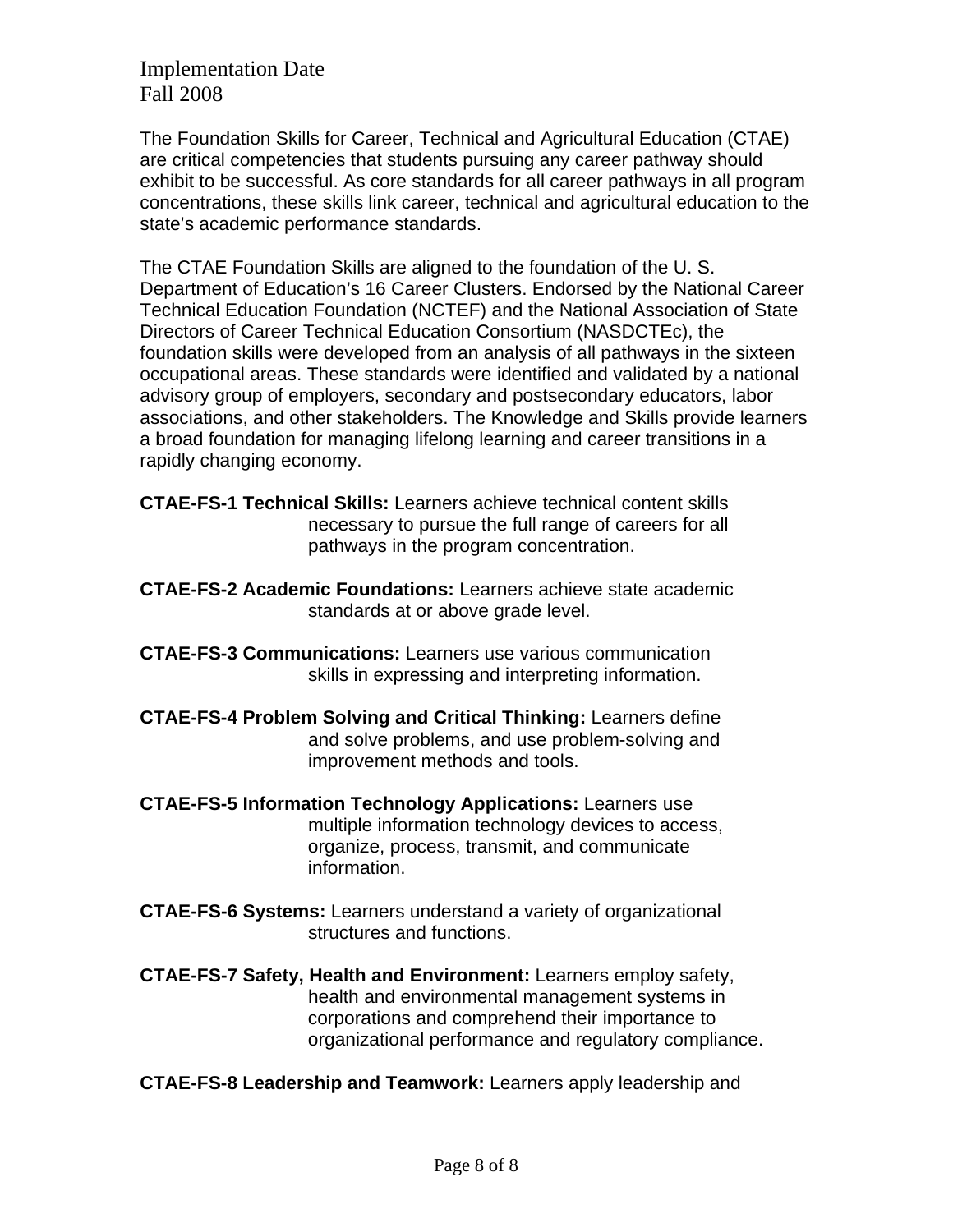Implementation Date
Fall 2008

The Foundation Skills for Career, Technical and Agricultural Education (CTAE) are critical competencies that students pursuing any career pathway should exhibit to be successful. As core standards for all career pathways in all program concentrations, these skills link career, technical and agricultural education to the state's academic performance standards.

The CTAE Foundation Skills are aligned to the foundation of the U. S. Department of Education's 16 Career Clusters. Endorsed by the National Career Technical Education Foundation (NCTEF) and the National Association of State Directors of Career Technical Education Consortium (NASDCTEc), the foundation skills were developed from an analysis of all pathways in the sixteen occupational areas. These standards were identified and validated by a national advisory group of employers, secondary and postsecondary educators, labor associations, and other stakeholders. The Knowledge and Skills provide learners a broad foundation for managing lifelong learning and career transitions in a rapidly changing economy.

**CTAE-FS-1 Technical Skills:** Learners achieve technical content skills necessary to pursue the full range of careers for all pathways in the program concentration.

**CTAE-FS-2 Academic Foundations:** Learners achieve state academic standards at or above grade level.

**CTAE-FS-3 Communications:** Learners use various communication skills in expressing and interpreting information.

**CTAE-FS-4 Problem Solving and Critical Thinking:** Learners define and solve problems, and use problem-solving and improvement methods and tools.

**CTAE-FS-5 Information Technology Applications:** Learners use multiple information technology devices to access, organize, process, transmit, and communicate information.

**CTAE-FS-6 Systems:** Learners understand a variety of organizational structures and functions.

**CTAE-FS-7 Safety, Health and Environment:** Learners employ safety, health and environmental management systems in corporations and comprehend their importance to organizational performance and regulatory compliance.

**CTAE-FS-8 Leadership and Teamwork:** Learners apply leadership and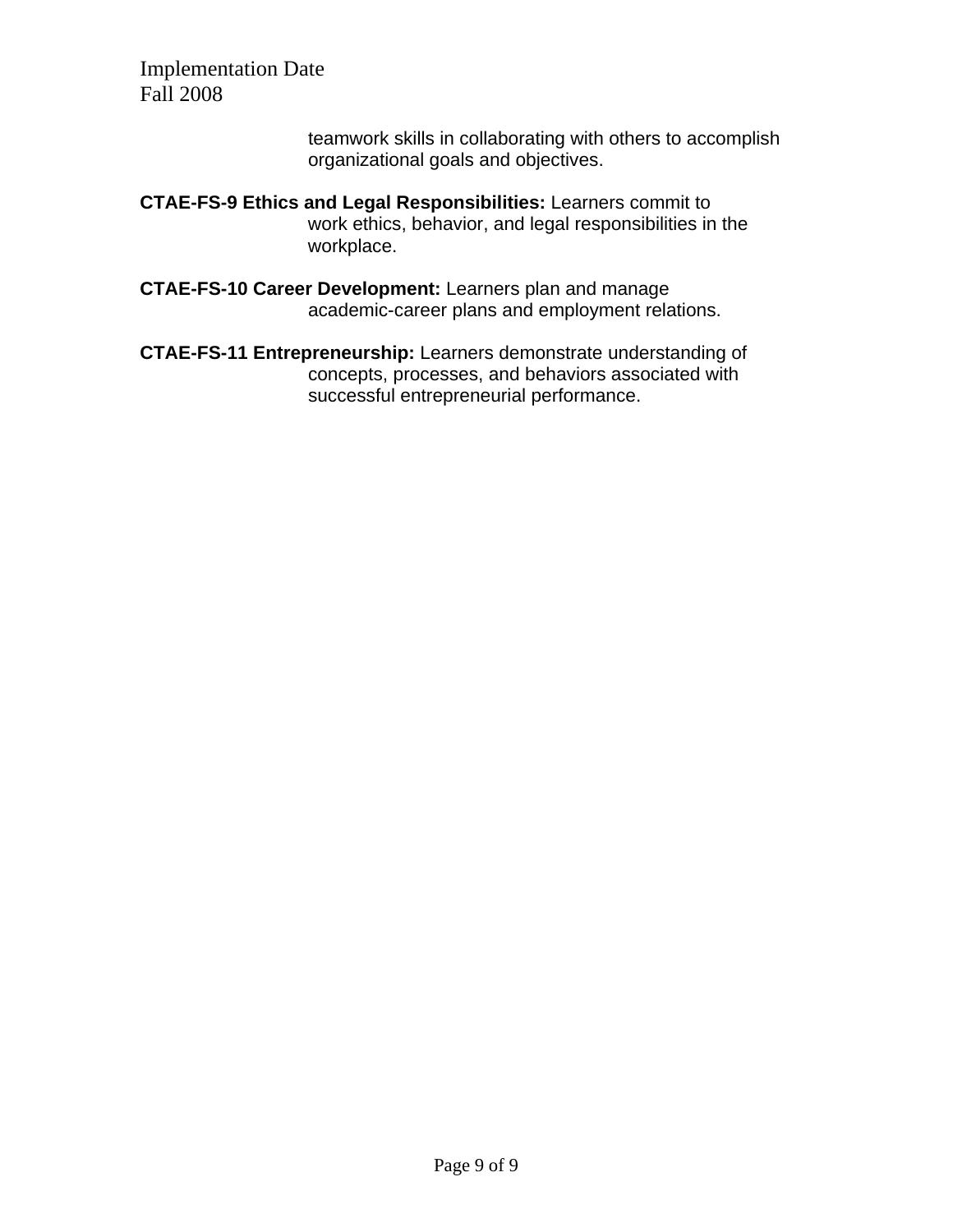teamwork skills in collaborating with others to accomplish organizational goals and objectives.

**CTAE-FS-9 Ethics and Legal Responsibilities:** Learners commit to work ethics, behavior, and legal responsibilities in the workplace.

**CTAE-FS-10 Career Development:** Learners plan and manage academic-career plans and employment relations.

**CTAE-FS-11 Entrepreneurship:** Learners demonstrate understanding of concepts, processes, and behaviors associated with successful entrepreneurial performance.